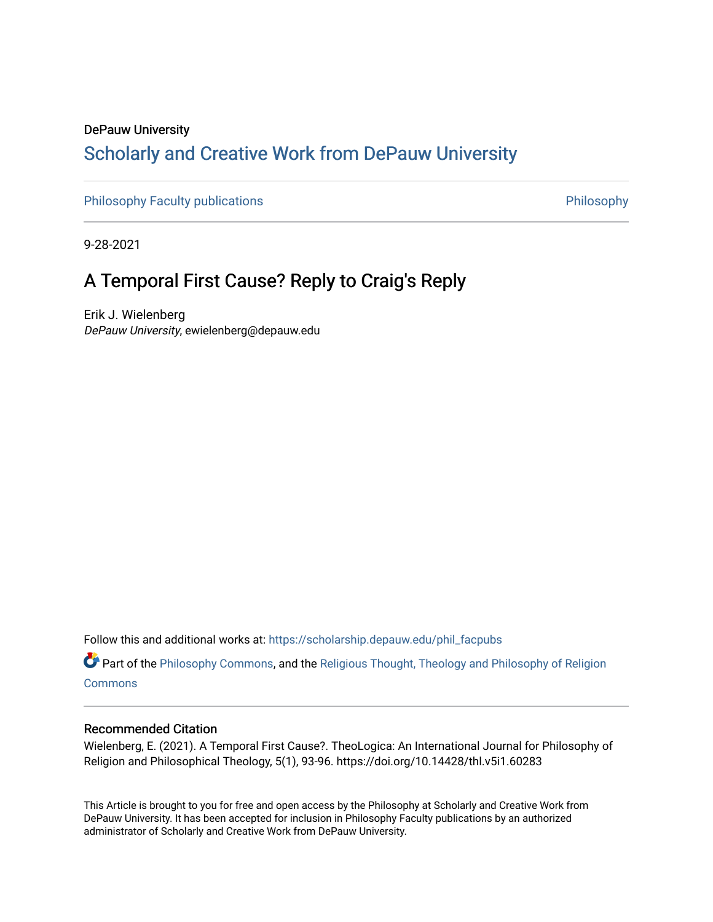DePauw University

## Scholarly and Creative Work from DePauw University

Philosophy Faculty publications

Philosophy

9-28-2021

# A Temporal First Cause? Reply to Craig's Reply

Erik J. Wielenberg
*DePauw University*, ewielenberg@depauw.edu

Follow this and additional works at: https://scholarship.depauw.edu/phil_facpubs

Part of the Philosophy Commons, and the Religious Thought, Theology and Philosophy of Religion Commons

### Recommended Citation

Wielenberg, E. (2021). A Temporal First Cause?. TheoLogica: An International Journal for Philosophy of Religion and Philosophical Theology, 5(1), 93-96. https://doi.org/10.14428/thl.v5i1.60283

This Article is brought to you for free and open access by the Philosophy at Scholarly and Creative Work from DePauw University. It has been accepted for inclusion in Philosophy Faculty publications by an authorized administrator of Scholarly and Creative Work from DePauw University.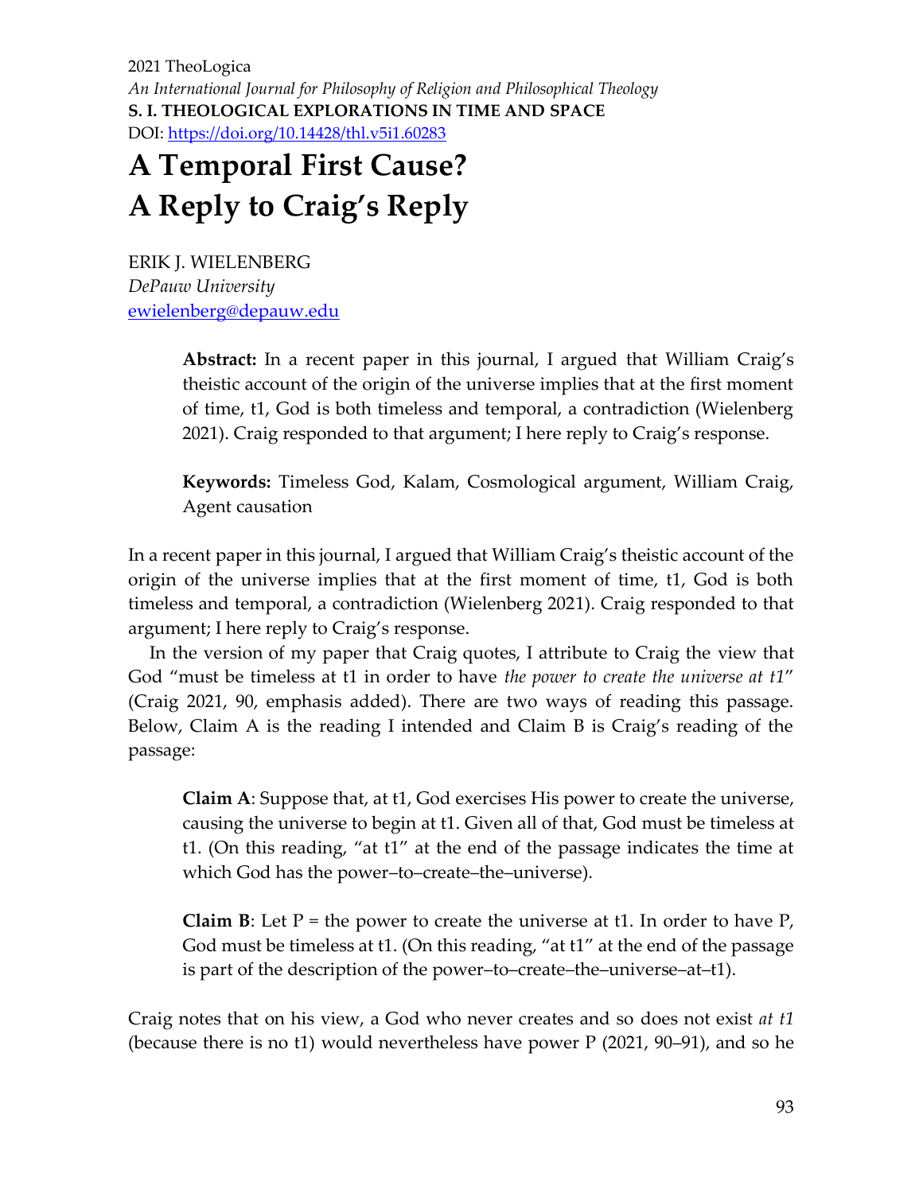2021 TheoLogica
*An International Journal for Philosophy of Religion and Philosophical Theology*
**S. I. THEOLOGICAL EXPLORATIONS IN TIME AND SPACE**
DOI: https://doi.org/10.14428/thl.v5i1.60283

# A Temporal First Cause? A Reply to Craig's Reply

ERIK J. WIELENBERG
*DePauw University*
ewielenberg@depauw.edu

> **Abstract:** In a recent paper in this journal, I argued that William Craig's theistic account of the origin of the universe implies that at the first moment of time, t1, God is both timeless and temporal, a contradiction (Wielenberg 2021). Craig responded to that argument; I here reply to Craig's response.
>
> **Keywords:** Timeless God, Kalam, Cosmological argument, William Craig, Agent causation

In a recent paper in this journal, I argued that William Craig's theistic account of the origin of the universe implies that at the first moment of time, t1, God is both timeless and temporal, a contradiction (Wielenberg 2021). Craig responded to that argument; I here reply to Craig's response.

In the version of my paper that Craig quotes, I attribute to Craig the view that God "must be timeless at t1 in order to have *the power to create the universe at t1*" (Craig 2021, 90, emphasis added). There are two ways of reading this passage. Below, Claim A is the reading I intended and Claim B is Craig's reading of the passage:

> **Claim A**: Suppose that, at t1, God exercises His power to create the universe, causing the universe to begin at t1. Given all of that, God must be timeless at t1. (On this reading, "at t1" at the end of the passage indicates the time at which God has the power–to–create–the–universe).
>
> **Claim B**: Let P = the power to create the universe at t1. In order to have P, God must be timeless at t1. (On this reading, "at t1" at the end of the passage is part of the description of the power–to–create–the–universe–at–t1).

Craig notes that on his view, a God who never creates and so does not exist *at t1* (because there is no t1) would nevertheless have power P (2021, 90–91), and so he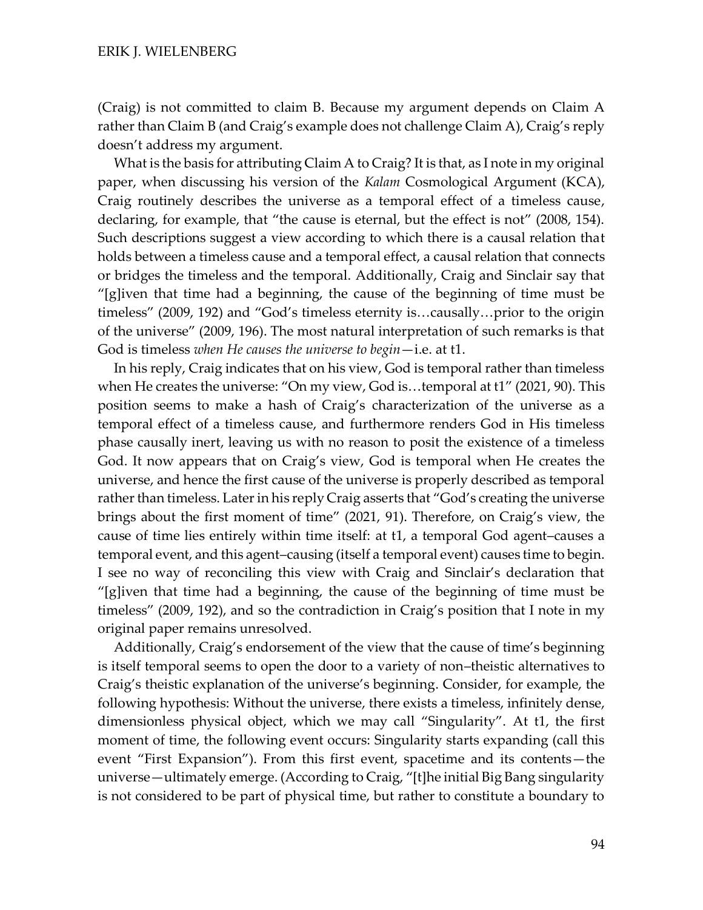(Craig) is not committed to claim B. Because my argument depends on Claim A rather than Claim B (and Craig's example does not challenge Claim A), Craig's reply doesn't address my argument.

What is the basis for attributing Claim A to Craig? It is that, as I note in my original paper, when discussing his version of the *Kalam* Cosmological Argument (KCA), Craig routinely describes the universe as a temporal effect of a timeless cause, declaring, for example, that "the cause is eternal, but the effect is not" (2008, 154). Such descriptions suggest a view according to which there is a causal relation that holds between a timeless cause and a temporal effect, a causal relation that connects or bridges the timeless and the temporal. Additionally, Craig and Sinclair say that "[g]iven that time had a beginning, the cause of the beginning of time must be timeless" (2009, 192) and "God's timeless eternity is…causally…prior to the origin of the universe" (2009, 196). The most natural interpretation of such remarks is that God is timeless *when He causes the universe to begin*—i.e. at t1.

In his reply, Craig indicates that on his view, God is temporal rather than timeless when He creates the universe: "On my view, God is…temporal at t1" (2021, 90). This position seems to make a hash of Craig's characterization of the universe as a temporal effect of a timeless cause, and furthermore renders God in His timeless phase causally inert, leaving us with no reason to posit the existence of a timeless God. It now appears that on Craig's view, God is temporal when He creates the universe, and hence the first cause of the universe is properly described as temporal rather than timeless. Later in his reply Craig asserts that "God's creating the universe brings about the first moment of time" (2021, 91). Therefore, on Craig's view, the cause of time lies entirely within time itself: at t1, a temporal God agent–causes a temporal event, and this agent–causing (itself a temporal event) causes time to begin. I see no way of reconciling this view with Craig and Sinclair's declaration that "[g]iven that time had a beginning, the cause of the beginning of time must be timeless" (2009, 192), and so the contradiction in Craig's position that I note in my original paper remains unresolved.

Additionally, Craig's endorsement of the view that the cause of time's beginning is itself temporal seems to open the door to a variety of non–theistic alternatives to Craig's theistic explanation of the universe's beginning. Consider, for example, the following hypothesis: Without the universe, there exists a timeless, infinitely dense, dimensionless physical object, which we may call "Singularity". At t1, the first moment of time, the following event occurs: Singularity starts expanding (call this event "First Expansion"). From this first event, spacetime and its contents—the universe—ultimately emerge. (According to Craig, "[t]he initial Big Bang singularity is not considered to be part of physical time, but rather to constitute a boundary to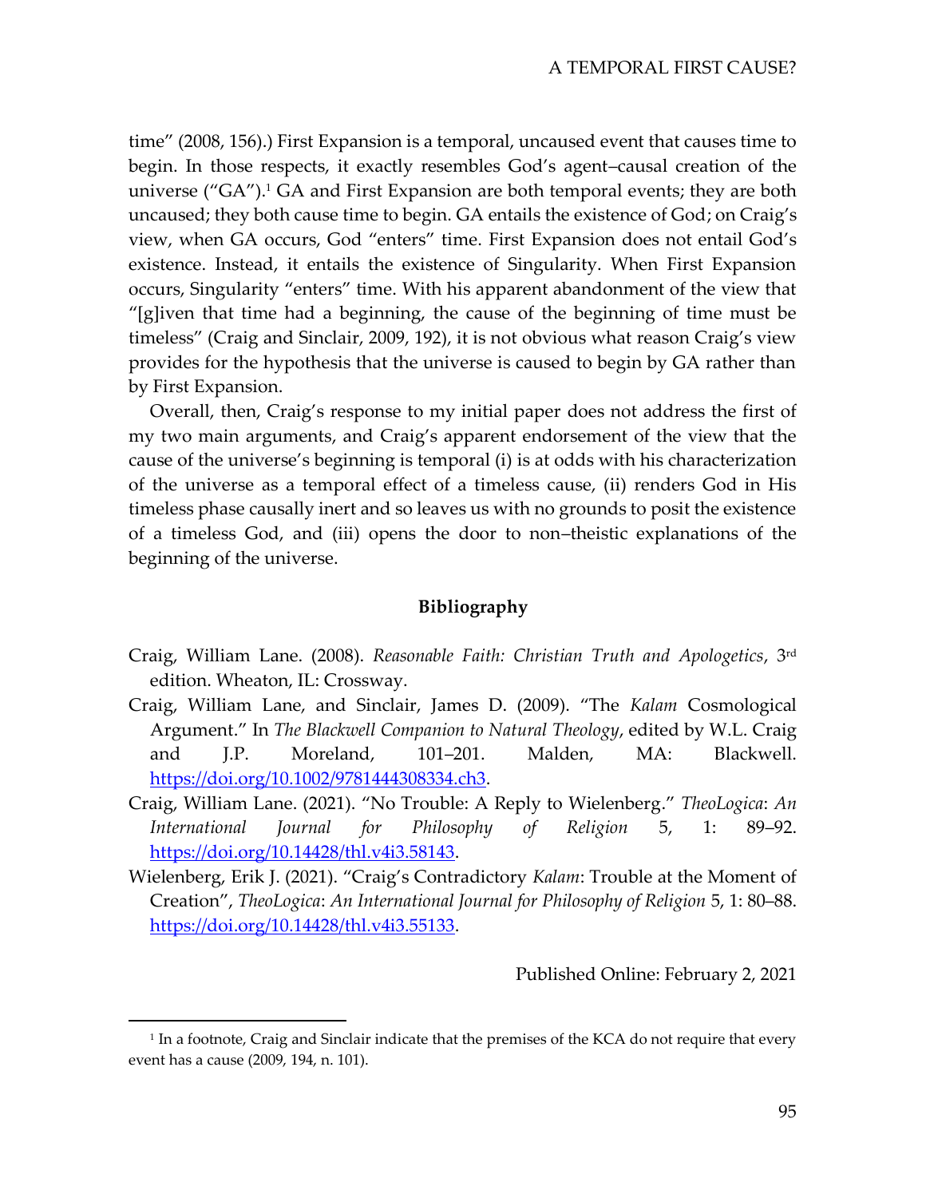time" (2008, 156).) First Expansion is a temporal, uncaused event that causes time to begin. In those respects, it exactly resembles God's agent–causal creation of the universe ("GA").[1] GA and First Expansion are both temporal events; they are both uncaused; they both cause time to begin. GA entails the existence of God; on Craig's view, when GA occurs, God "enters" time. First Expansion does not entail God's existence. Instead, it entails the existence of Singularity. When First Expansion occurs, Singularity "enters" time. With his apparent abandonment of the view that "[g]iven that time had a beginning, the cause of the beginning of time must be timeless" (Craig and Sinclair, 2009, 192), it is not obvious what reason Craig's view provides for the hypothesis that the universe is caused to begin by GA rather than by First Expansion.

Overall, then, Craig's response to my initial paper does not address the first of my two main arguments, and Craig's apparent endorsement of the view that the cause of the universe's beginning is temporal (i) is at odds with his characterization of the universe as a temporal effect of a timeless cause, (ii) renders God in His timeless phase causally inert and so leaves us with no grounds to posit the existence of a timeless God, and (iii) opens the door to non–theistic explanations of the beginning of the universe.

## Bibliography

Craig, William Lane. (2008). *Reasonable Faith: Christian Truth and Apologetics*, 3rd edition. Wheaton, IL: Crossway.

Craig, William Lane, and Sinclair, James D. (2009). "The *Kalam* Cosmological Argument." In *The Blackwell Companion to Natural Theology*, edited by W.L. Craig and J.P. Moreland, 101–201. Malden, MA: Blackwell. https://doi.org/10.1002/9781444308334.ch3.

Craig, William Lane. (2021). "No Trouble: A Reply to Wielenberg." *TheoLogica*: *An International Journal for Philosophy of Religion* 5, 1: 89–92. https://doi.org/10.14428/thl.v4i3.58143.

Wielenberg, Erik J. (2021). "Craig's Contradictory *Kalam*: Trouble at the Moment of Creation", *TheoLogica*: *An International Journal for Philosophy of Religion* 5, 1: 80–88. https://doi.org/10.14428/thl.v4i3.55133.

Published Online: February 2, 2021

[1] In a footnote, Craig and Sinclair indicate that the premises of the KCA do not require that every event has a cause (2009, 194, n. 101).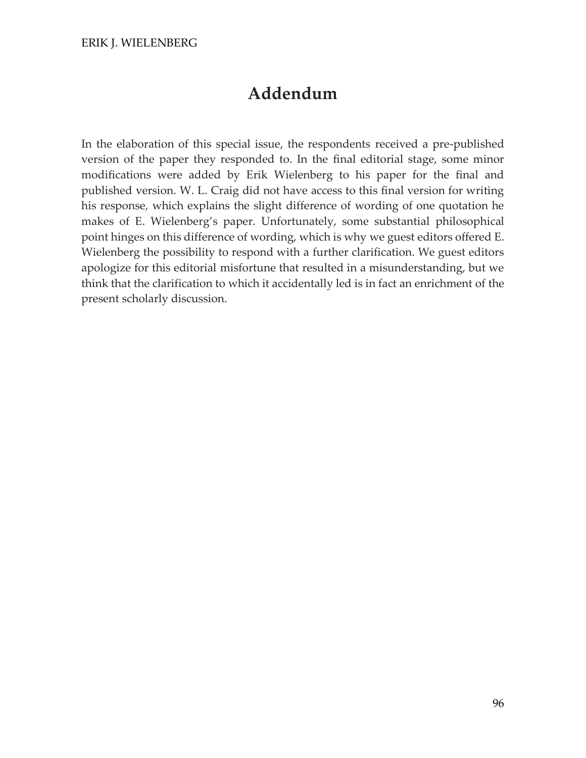## Addendum

In the elaboration of this special issue, the respondents received a pre-published version of the paper they responded to. In the final editorial stage, some minor modifications were added by Erik Wielenberg to his paper for the final and published version. W. L. Craig did not have access to this final version for writing his response, which explains the slight difference of wording of one quotation he makes of E. Wielenberg's paper. Unfortunately, some substantial philosophical point hinges on this difference of wording, which is why we guest editors offered E. Wielenberg the possibility to respond with a further clarification. We guest editors apologize for this editorial misfortune that resulted in a misunderstanding, but we think that the clarification to which it accidentally led is in fact an enrichment of the present scholarly discussion.